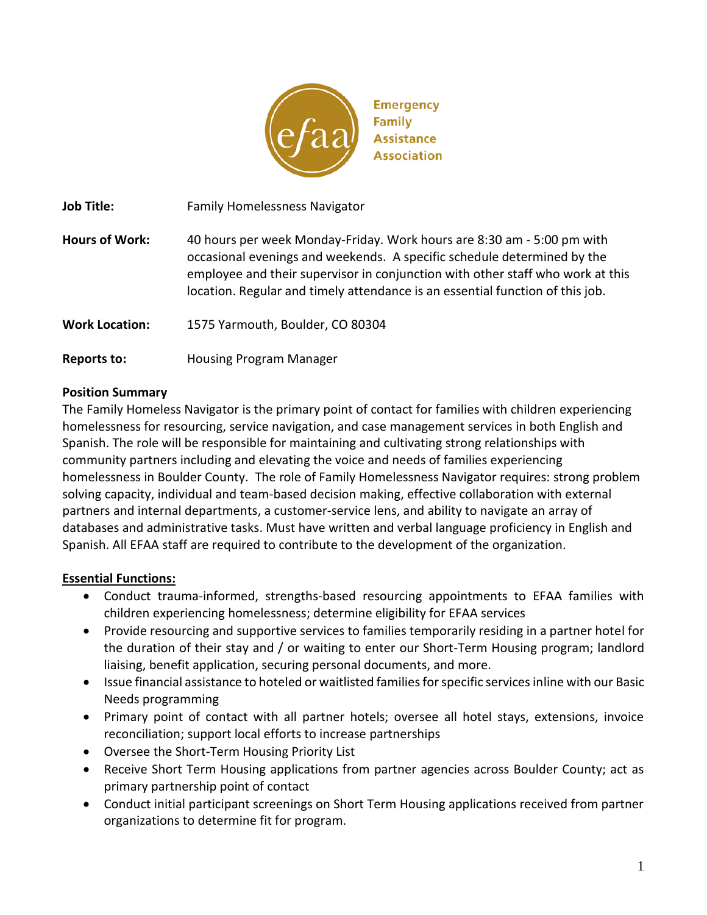Emergency Family Assistance Association

**Job Title:** Family Homelessness Navigator

**Hours of Work:** 40 hours per week Monday-Friday. Work hours are 8:30 am - 5:00 pm with occasional evenings and weekends. A specific schedule determined by the employee and their supervisor in conjunction with other staff who work at this location. Regular and timely attendance is an essential function of this job.

**Work Location:** 1575 Yarmouth, Boulder, CO 80304

**Reports to:** Housing Program Manager

**Position Summary**

The Family Homeless Navigator is the primary point of contact for families with children experiencing homelessness for resourcing, service navigation, and case management services in both English and Spanish. The role will be responsible for maintaining and cultivating strong relationships with community partners including and elevating the voice and needs of families experiencing homelessness in Boulder County. The role of Family Homelessness Navigator requires: strong problem solving capacity, individual and team-based decision making, effective collaboration with external partners and internal departments, a customer-service lens, and ability to navigate an array of databases and administrative tasks. Must have written and verbal language proficiency in English and Spanish. All EFAA staff are required to contribute to the development of the organization.

**Essential Functions:**

- Conduct trauma-informed, strengths-based resourcing appointments to EFAA families with children experiencing homelessness; determine eligibility for EFAA services
- Provide resourcing and supportive services to families temporarily residing in a partner hotel for the duration of their stay and / or waiting to enter our Short-Term Housing program; landlord liaising, benefit application, securing personal documents, and more.
- Issue financial assistance to hoteled or waitlisted families for specific services inline with our Basic Needs programming
- Primary point of contact with all partner hotels; oversee all hotel stays, extensions, invoice reconciliation; support local efforts to increase partnerships
- Oversee the Short-Term Housing Priority List
- Receive Short Term Housing applications from partner agencies across Boulder County; act as primary partnership point of contact
- Conduct initial participant screenings on Short Term Housing applications received from partner organizations to determine fit for program.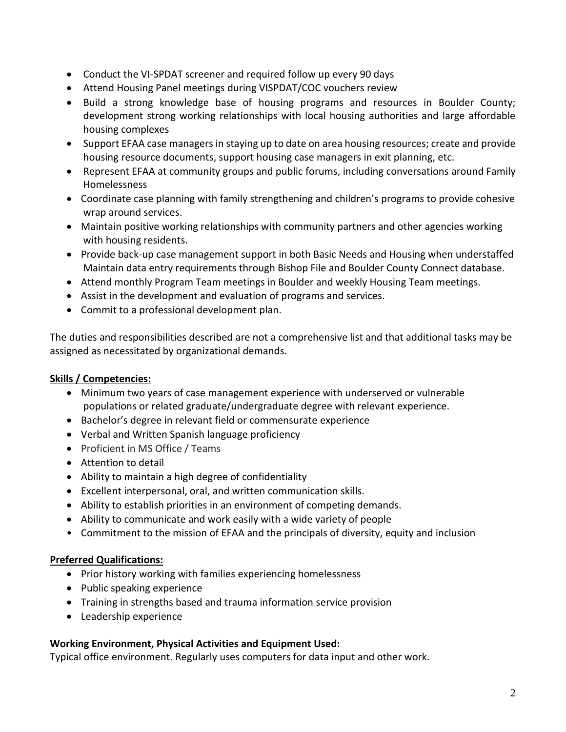- Conduct the VI-SPDAT screener and required follow up every 90 days
- Attend Housing Panel meetings during VISPDAT/COC vouchers review
- Build a strong knowledge base of housing programs and resources in Boulder County; development strong working relationships with local housing authorities and large affordable housing complexes
- Support EFAA case managers in staying up to date on area housing resources; create and provide housing resource documents, support housing case managers in exit planning, etc.
- Represent EFAA at community groups and public forums, including conversations around Family Homelessness
- Coordinate case planning with family strengthening and children's programs to provide cohesive wrap around services.
- Maintain positive working relationships with community partners and other agencies working with housing residents.
- Provide back-up case management support in both Basic Needs and Housing when understaffed Maintain data entry requirements through Bishop File and Boulder County Connect database.
- Attend monthly Program Team meetings in Boulder and weekly Housing Team meetings.
- Assist in the development and evaluation of programs and services.
- Commit to a professional development plan.

The duties and responsibilities described are not a comprehensive list and that additional tasks may be assigned as necessitated by organizational demands.

**Skills / Competencies:**

- Minimum two years of case management experience with underserved or vulnerable populations or related graduate/undergraduate degree with relevant experience.
- Bachelor's degree in relevant field or commensurate experience
- Verbal and Written Spanish language proficiency
- Proficient in MS Office / Teams
- Attention to detail
- Ability to maintain a high degree of confidentiality
- Excellent interpersonal, oral, and written communication skills.
- Ability to establish priorities in an environment of competing demands.
- Ability to communicate and work easily with a wide variety of people
- Commitment to the mission of EFAA and the principals of diversity, equity and inclusion

**Preferred Qualifications:**

- Prior history working with families experiencing homelessness
- Public speaking experience
- Training in strengths based and trauma information service provision
- Leadership experience

**Working Environment, Physical Activities and Equipment Used:**

Typical office environment. Regularly uses computers for data input and other work.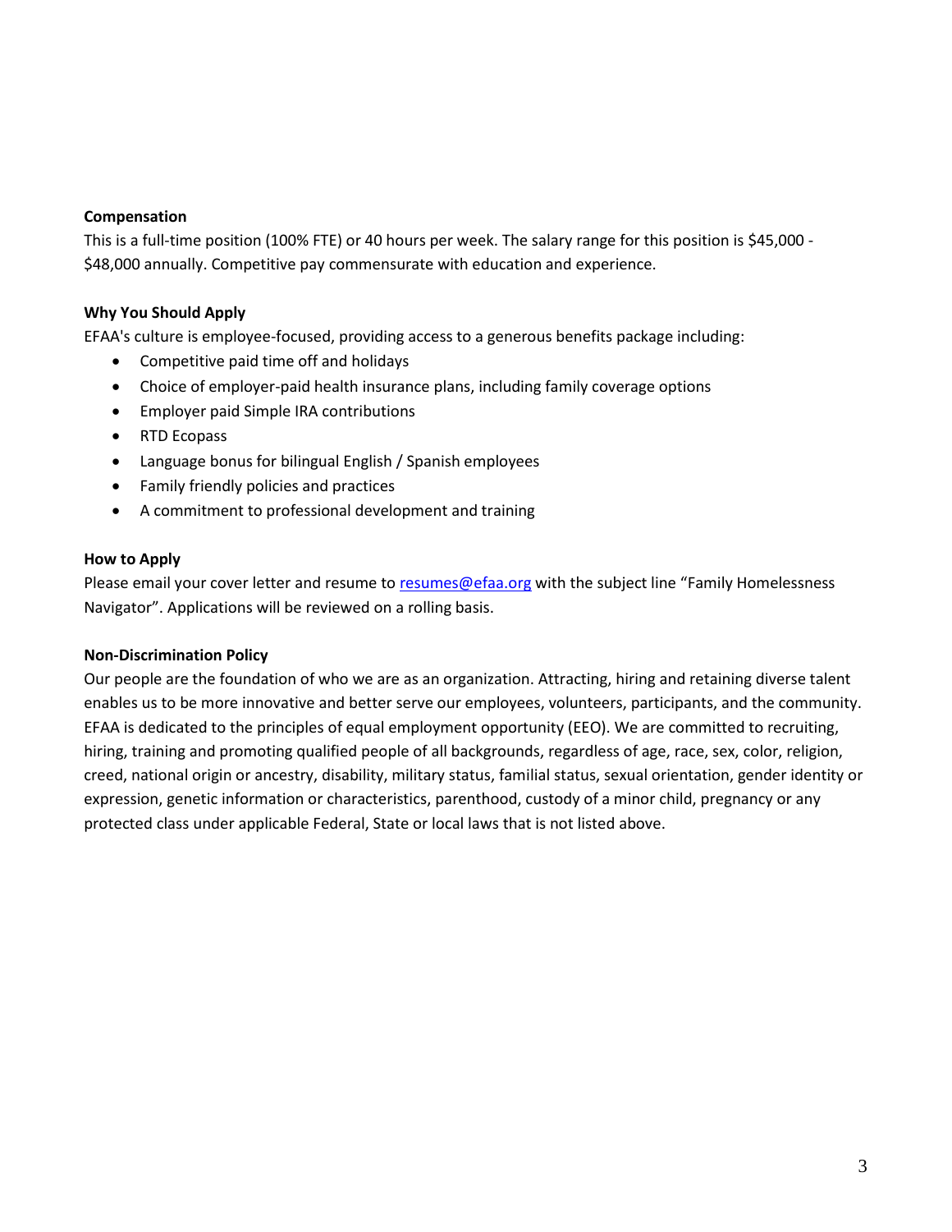**Compensation**

This is a full-time position (100% FTE) or 40 hours per week. The salary range for this position is $45,000 - $48,000 annually. Competitive pay commensurate with education and experience.

**Why You Should Apply**

EFAA's culture is employee-focused, providing access to a generous benefits package including:

- Competitive paid time off and holidays
- Choice of employer-paid health insurance plans, including family coverage options
- Employer paid Simple IRA contributions
- RTD Ecopass
- Language bonus for bilingual English / Spanish employees
- Family friendly policies and practices
- A commitment to professional development and training

**How to Apply**

Please email your cover letter and resume to resumes@efaa.org with the subject line "Family Homelessness Navigator". Applications will be reviewed on a rolling basis.

**Non-Discrimination Policy**

Our people are the foundation of who we are as an organization. Attracting, hiring and retaining diverse talent enables us to be more innovative and better serve our employees, volunteers, participants, and the community. EFAA is dedicated to the principles of equal employment opportunity (EEO). We are committed to recruiting, hiring, training and promoting qualified people of all backgrounds, regardless of age, race, sex, color, religion, creed, national origin or ancestry, disability, military status, familial status, sexual orientation, gender identity or expression, genetic information or characteristics, parenthood, custody of a minor child, pregnancy or any protected class under applicable Federal, State or local laws that is not listed above.